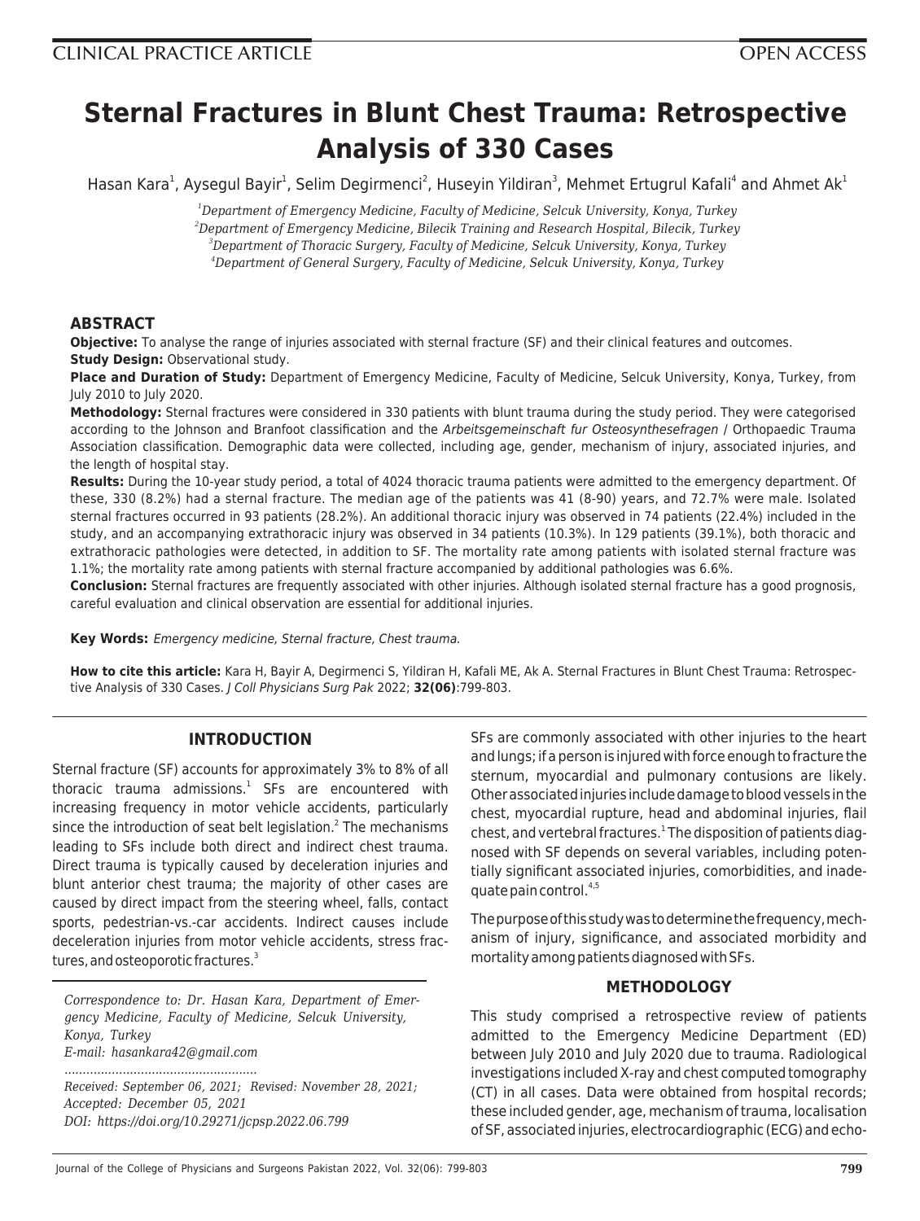CLINICAL PRACTICE ARTICLE

OPEN ACCESS

# Sternal Fractures in Blunt Chest Trauma: Retrospective Analysis of 330 Cases

Hasan Kara[1], Aysegul Bayir[1], Selim Degirmenci[2], Huseyin Yildiran[3], Mehmet Ertugrul Kafali[4] and Ahmet Ak[1]

[1]*Department of Emergency Medicine, Faculty of Medicine, Selcuk University, Konya, Turkey*
[2]*Department of Emergency Medicine, Bilecik Training and Research Hospital, Bilecik, Turkey*
[3]*Department of Thoracic Surgery, Faculty of Medicine, Selcuk University, Konya, Turkey*
[4]*Department of General Surgery, Faculty of Medicine, Selcuk University, Konya, Turkey*

## ABSTRACT

**Objective:** To analyse the range of injuries associated with sternal fracture (SF) and their clinical features and outcomes.

**Study Design:** Observational study.

**Place and Duration of Study:** Department of Emergency Medicine, Faculty of Medicine, Selcuk University, Konya, Turkey, from July 2010 to July 2020.

**Methodology:** Sternal fractures were considered in 330 patients with blunt trauma during the study period. They were categorised according to the Johnson and Branfoot classification and the *Arbeitsgemeinschaft fur Osteosynthesefragen* / Orthopaedic Trauma Association classification. Demographic data were collected, including age, gender, mechanism of injury, associated injuries, and the length of hospital stay.

**Results:** During the 10-year study period, a total of 4024 thoracic trauma patients were admitted to the emergency department. Of these, 330 (8.2%) had a sternal fracture. The median age of the patients was 41 (8-90) years, and 72.7% were male. Isolated sternal fractures occurred in 93 patients (28.2%). An additional thoracic injury was observed in 74 patients (22.4%) included in the study, and an accompanying extrathoracic injury was observed in 34 patients (10.3%). In 129 patients (39.1%), both thoracic and extrathoracic pathologies were detected, in addition to SF. The mortality rate among patients with isolated sternal fracture was 1.1%; the mortality rate among patients with sternal fracture accompanied by additional pathologies was 6.6%.

**Conclusion:** Sternal fractures are frequently associated with other injuries. Although isolated sternal fracture has a good prognosis, careful evaluation and clinical observation are essential for additional injuries.

**Key Words:** *Emergency medicine, Sternal fracture, Chest trauma.*

**How to cite this article:** Kara H, Bayir A, Degirmenci S, Yildiran H, Kafali ME, Ak A. Sternal Fractures in Blunt Chest Trauma: Retrospective Analysis of 330 Cases. *J Coll Physicians Surg Pak* 2022; **32(06)**:799-803.

## INTRODUCTION

Sternal fracture (SF) accounts for approximately 3% to 8% of all thoracic trauma admissions.[1] SFs are encountered with increasing frequency in motor vehicle accidents, particularly since the introduction of seat belt legislation.[2] The mechanisms leading to SFs include both direct and indirect chest trauma. Direct trauma is typically caused by deceleration injuries and blunt anterior chest trauma; the majority of other cases are caused by direct impact from the steering wheel, falls, contact sports, pedestrian-vs.-car accidents. Indirect causes include deceleration injuries from motor vehicle accidents, stress fractures, and osteoporotic fractures.[3]

*Correspondence to: Dr. Hasan Kara, Department of Emergency Medicine, Faculty of Medicine, Selcuk University, Konya, Turkey*
*E-mail: hasankara42@gmail.com*

*Received: September 06, 2021; Revised: November 28, 2021; Accepted: December 05, 2021*
*DOI: https://doi.org/10.29271/jcpsp.2022.06.799*

SFs are commonly associated with other injuries to the heart and lungs; if a person is injured with force enough to fracture the sternum, myocardial and pulmonary contusions are likely. Other associated injuries include damage to blood vessels in the chest, myocardial rupture, head and abdominal injuries, flail chest, and vertebral fractures.[1] The disposition of patients diagnosed with SF depends on several variables, including potentially significant associated injuries, comorbidities, and inadequate pain control.[4,5]

The purpose of this study was to determine the frequency, mechanism of injury, significance, and associated morbidity and mortality among patients diagnosed with SFs.

## METHODOLOGY

This study comprised a retrospective review of patients admitted to the Emergency Medicine Department (ED) between July 2010 and July 2020 due to trauma. Radiological investigations included X-ray and chest computed tomography (CT) in all cases. Data were obtained from hospital records; these included gender, age, mechanism of trauma, localisation of SF, associated injuries, electrocardiographic (ECG) and echo-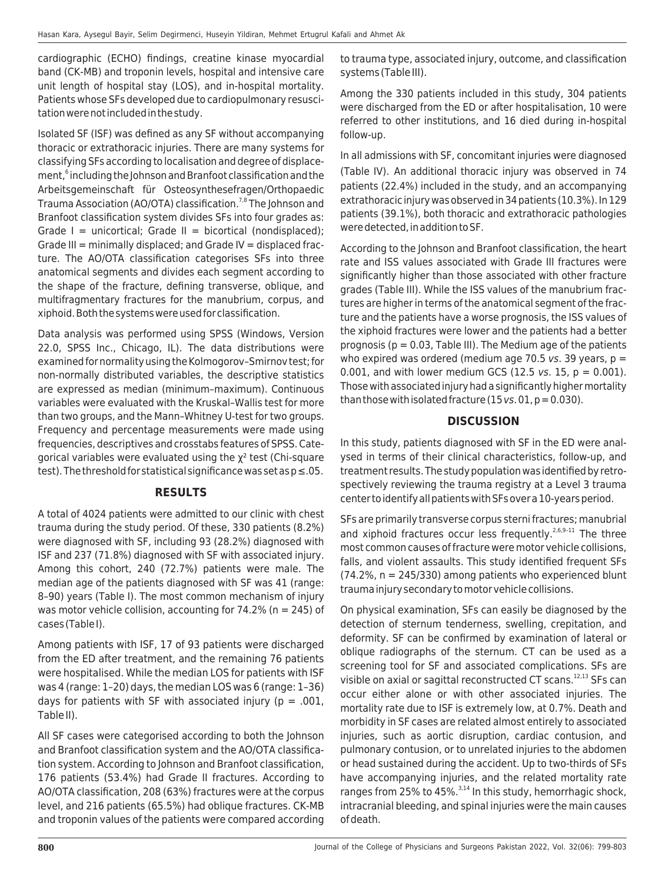cardiographic (ECHO) findings, creatine kinase myocardial band (CK-MB) and troponin levels, hospital and intensive care unit length of hospital stay (LOS), and in-hospital mortality. Patients whose SFs developed due to cardiopulmonary resuscitation were not included in the study.

Isolated SF (ISF) was defined as any SF without accompanying thoracic or extrathoracic injuries. There are many systems for classifying SFs according to localisation and degree of displacement,[6] including the Johnson and Branfoot classification and the Arbeitsgemeinschaft für Osteosynthesefragen/Orthopaedic Trauma Association (AO/OTA) classification.[7,8] The Johnson and Branfoot classification system divides SFs into four grades as: Grade I = unicortical; Grade II = bicortical (nondisplaced); Grade III = minimally displaced; and Grade IV = displaced fracture. The AO/OTA classification categorises SFs into three anatomical segments and divides each segment according to the shape of the fracture, defining transverse, oblique, and multifragmentary fractures for the manubrium, corpus, and xiphoid. Both the systems were used for classification.

Data analysis was performed using SPSS (Windows, Version 22.0, SPSS Inc., Chicago, IL). The data distributions were examined for normality using the Kolmogorov–Smirnov test; for non-normally distributed variables, the descriptive statistics are expressed as median (minimum–maximum). Continuous variables were evaluated with the Kruskal–Wallis test for more than two groups, and the Mann–Whitney U-test for two groups. Frequency and percentage measurements were made using frequencies, descriptives and crosstabs features of SPSS. Categorical variables were evaluated using the $\chi^2$ test (Chi-square test). The threshold for statistical significance was set as $p \leq .05$.

## RESULTS

A total of 4024 patients were admitted to our clinic with chest trauma during the study period. Of these, 330 patients (8.2%) were diagnosed with SF, including 93 (28.2%) diagnosed with ISF and 237 (71.8%) diagnosed with SF with associated injury. Among this cohort, 240 (72.7%) patients were male. The median age of the patients diagnosed with SF was 41 (range: 8–90) years (Table I). The most common mechanism of injury was motor vehicle collision, accounting for 74.2% (n = 245) of cases (Table I).

Among patients with ISF, 17 of 93 patients were discharged from the ED after treatment, and the remaining 76 patients were hospitalised. While the median LOS for patients with ISF was 4 (range: 1–20) days, the median LOS was 6 (range: 1–36) days for patients with SF with associated injury ($p = .001$, Table II).

All SF cases were categorised according to both the Johnson and Branfoot classification system and the AO/OTA classification system. According to Johnson and Branfoot classification, 176 patients (53.4%) had Grade II fractures. According to AO/OTA classification, 208 (63%) fractures were at the corpus level, and 216 patients (65.5%) had oblique fractures. CK-MB and troponin values of the patients were compared according to trauma type, associated injury, outcome, and classification systems (Table III).

Among the 330 patients included in this study, 304 patients were discharged from the ED or after hospitalisation, 10 were referred to other institutions, and 16 died during in-hospital follow-up.

In all admissions with SF, concomitant injuries were diagnosed (Table IV). An additional thoracic injury was observed in 74 patients (22.4%) included in the study, and an accompanying extrathoracic injury was observed in 34 patients (10.3%). In 129 patients (39.1%), both thoracic and extrathoracic pathologies were detected, in addition to SF.

According to the Johnson and Branfoot classification, the heart rate and ISS values associated with Grade III fractures were significantly higher than those associated with other fracture grades (Table III). While the ISS values of the manubrium fractures are higher in terms of the anatomical segment of the fracture and the patients have a worse prognosis, the ISS values of the xiphoid fractures were lower and the patients had a better prognosis ($p = 0.03$, Table III). The Medium age of the patients who expired was ordered (medium age 70.5 *vs.* 39 years, $p = 0.001$, and with lower medium GCS (12.5 *vs.* 15, $p = 0.001$). Those with associated injury had a significantly higher mortality than those with isolated fracture (15 *vs.* 01, $p = 0.030$).

## DISCUSSION

In this study, patients diagnosed with SF in the ED were analysed in terms of their clinical characteristics, follow-up, and treatment results. The study population was identified by retrospectively reviewing the trauma registry at a Level 3 trauma center to identify all patients with SFs over a 10-years period.

SFs are primarily transverse corpus sterni fractures; manubrial and xiphoid fractures occur less frequently.[2,6,9-11] The three most common causes of fracture were motor vehicle collisions, falls, and violent assaults. This study identified frequent SFs (74.2%, n = 245/330) among patients who experienced blunt trauma injury secondary to motor vehicle collisions.

On physical examination, SFs can easily be diagnosed by the detection of sternum tenderness, swelling, crepitation, and deformity. SF can be confirmed by examination of lateral or oblique radiographs of the sternum. CT can be used as a screening tool for SF and associated complications. SFs are visible on axial or sagittal reconstructed CT scans.[12,13] SFs can occur either alone or with other associated injuries. The mortality rate due to ISF is extremely low, at 0.7%. Death and morbidity in SF cases are related almost entirely to associated injuries, such as aortic disruption, cardiac contusion, and pulmonary contusion, or to unrelated injuries to the abdomen or head sustained during the accident. Up to two-thirds of SFs have accompanying injuries, and the related mortality rate ranges from 25% to 45%.[3,14] In this study, hemorrhagic shock, intracranial bleeding, and spinal injuries were the main causes of death.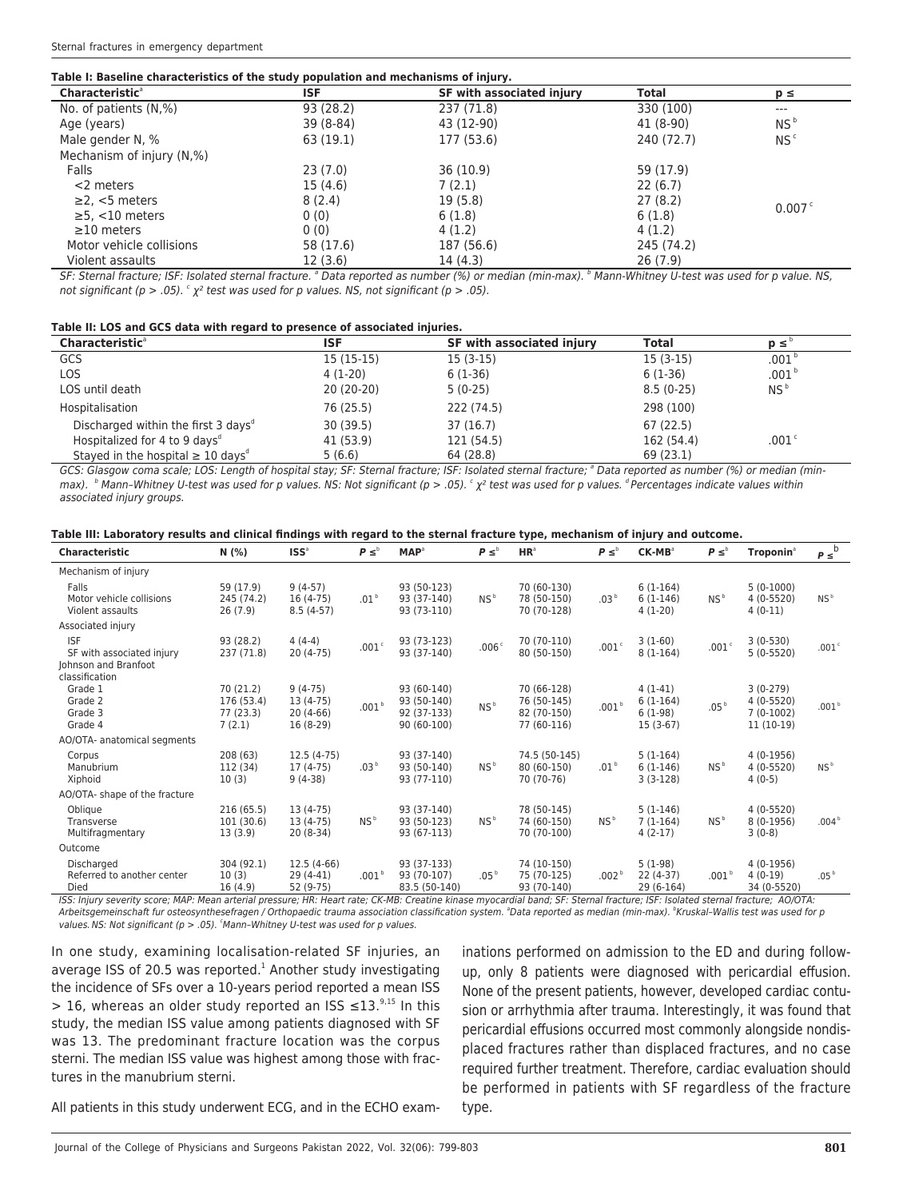**Table I: Baseline characteristics of the study population and mechanisms of injury.**

| Characteristic[a] | ISF | SF with associated injury | Total | p ≤ |
|---|---|---|---|---|
| No. of patients (N,%) | 93 (28.2) | 237 (71.8) | 330 (100) | --- |
| Age (years) | 39 (8-84) | 43 (12-90) | 41 (8-90) | NS[b] |
| Male gender N, % | 63 (19.1) | 177 (53.6) | 240 (72.7) | NS[c] |
| Mechanism of injury (N,%) | | | | |
| Falls | 23 (7.0) | 36 (10.9) | 59 (17.9) | 0.007[c] |
| <2 meters | 15 (4.6) | 7 (2.1) | 22 (6.7) | |
| ≥2, <5 meters | 8 (2.4) | 19 (5.8) | 27 (8.2) | |
| ≥5, <10 meters | 0 (0) | 6 (1.8) | 6 (1.8) | |
| ≥10 meters | 0 (0) | 4 (1.2) | 4 (1.2) | |
| Motor vehicle collisions | 58 (17.6) | 187 (56.6) | 245 (74.2) | |
| Violent assaults | 12 (3.6) | 14 (4.3) | 26 (7.9) | |

*SF: Sternal fracture; ISF: Isolated sternal fracture. [a] Data reported as number (%) or median (min-max). [b] Mann-Whitney U-test was used for p value. NS, not significant (p > .05). [c] $\chi^2$ test was used for p values. NS, not significant (p > .05).*

**Table II: LOS and GCS data with regard to presence of associated injuries.**

| Characteristic[a] | ISF | SF with associated injury | Total | p ≤[b] |
|---|---|---|---|---|
| GCS | 15 (15-15) | 15 (3-15) | 15 (3-15) | .001[b] |
| LOS | 4 (1-20) | 6 (1-36) | 6 (1-36) | .001[b] |
| LOS until death | 20 (20-20) | 5 (0-25) | 8.5 (0-25) | NS[b] |
| Hospitalisation | 76 (25.5) | 222 (74.5) | 298 (100) | |
| Discharged within the first 3 days[d] | 30 (39.5) | 37 (16.7) | 67 (22.5) | .001[c] |
| Hospitalized for 4 to 9 days[d] | 41 (53.9) | 121 (54.5) | 162 (54.4) | |
| Stayed in the hospital ≥ 10 days[d] | 5 (6.6) | 64 (28.8) | 69 (23.1) | |

*GCS: Glasgow coma scale; LOS: Length of hospital stay; SF: Sternal fracture; ISF: Isolated sternal fracture; [a] Data reported as number (%) or median (min-max). [b] Mann–Whitney U-test was used for p values. NS: Not significant (p > .05). [c] $\chi^2$ test was used for p values. [d] Percentages indicate values within associated injury groups.*

**Table III: Laboratory results and clinical findings with regard to the sternal fracture type, mechanism of injury and outcome.**

| Characteristic | N (%) | ISS[a] | P ≤[b] | MAP[a] | P ≤[b] | HR[a] | P ≤[b] | CK-MB[a] | P ≤[b] | Troponin[a] | P ≤[b] |
|---|---|---|---|---|---|---|---|---|---|---|---|
| Mechanism of injury | | | | | | | | | | | |
| Falls | 59 (17.9) | 9 (4-57) | .01[b] | 93 (50-123) | NS[b] | 70 (60-130) | .03[b] | 6 (1-164) | NS[b] | 5 (0-1000) | NS[b] |
| Motor vehicle collisions | 245 (74.2) | 16 (4-75) | | 93 (37-140) | | 78 (50-150) | | 6 (1-146) | | 4 (0-5520) | |
| Violent assaults | 26 (7.9) | 8.5 (4-57) | | 93 (73-110) | | 70 (70-128) | | 4 (1-20) | | 4 (0-11) | |
| Associated injury | | | | | | | | | | | |
| ISF | 93 (28.2) | 4 (4-4) | .001[c] | 93 (73-123) | .006[c] | 70 (70-110) | .001[c] | 3 (1-60) | .001[c] | 3 (0-530) | .001[c] |
| SF with associated injury | 237 (71.8) | 20 (4-75) | | 93 (37-140) | | 80 (50-150) | | 8 (1-164) | | 5 (0-5520) | |
| Johnson and Branfoot classification | | | | | | | | | | | |
| Grade 1 | 70 (21.2) | 9 (4-75) | .001[b] | 93 (60-140) | NS[b] | 70 (66-128) | .001[b] | 4 (1-41) | .05[b] | 3 (0-279) | .001[b] |
| Grade 2 | 176 (53.4) | 13 (4-75) | | 93 (50-140) | | 76 (50-145) | | 6 (1-164) | | 4 (0-5520) | |
| Grade 3 | 77 (23.3) | 20 (4-66) | | 92 (37-133) | | 82 (70-150) | | 6 (1-98) | | 7 (0-1002) | |
| Grade 4 | 7 (2.1) | 16 (8-29) | | 90 (60-100) | | 77 (60-116) | | 15 (3-67) | | 11 (10-19) | |
| AO/OTA- anatomical segments | | | | | | | | | | | |
| Corpus | 208 (63) | 12.5 (4-75) | .03[b] | 93 (37-140) | NS[b] | 74.5 (50-145) | .01[b] | 5 (1-164) | NS[b] | 4 (0-1956) | NS[b] |
| Manubrium | 112 (34) | 17 (4-75) | | 93 (50-140) | | 80 (60-150) | | 6 (1-146) | | 4 (0-5520) | |
| Xiphoid | 10 (3) | 9 (4-38) | | 93 (77-110) | | 70 (70-76) | | 3 (3-128) | | 4 (0-5) | |
| AO/OTA- shape of the fracture | | | | | | | | | | | |
| Oblique | 216 (65.5) | 13 (4-75) | NS[b] | 93 (37-140) | NS[b] | 78 (50-145) | NS[b] | 5 (1-146) | NS[b] | 4 (0-5520) | .004[b] |
| Transverse | 101 (30.6) | 13 (4-75) | | 93 (50-123) | | 74 (60-150) | | 7 (1-164) | | 8 (0-1956) | |
| Multifragmentary | 13 (3.9) | 20 (8-34) | | 93 (67-113) | | 70 (70-100) | | 4 (2-17) | | 3 (0-8) | |
| Outcome | | | | | | | | | | | |
| Discharged | 304 (92.1) | 12.5 (4-66) | .001[b] | 93 (37-133) | .05[b] | 74 (10-150) | .002[b] | 5 (1-98) | .001[b] | 4 (0-1956) | .05[b] |
| Referred to another center | 10 (3) | 29 (4-41) | | 93 (70-107) | | 75 (70-125) | | 22 (4-37) | | 4 (0-19) | |
| Died | 16 (4.9) | 52 (9-75) | | 83.5 (50-140) | | 93 (70-140) | | 29 (6-164) | | 34 (0-5520) | |

*ISS: Injury severity score; MAP: Mean arterial pressure; HR: Heart rate; CK-MB: Creatine kinase myocardial band; SF: Sternal fracture; ISF: Isolated sternal fracture; AO/OTA: Arbeitsgemeinschaft fur osteosynthesefragen / Orthopaedic trauma association classification system. [a] Data reported as median (min-max). [b] Kruskal–Wallis test was used for p values. NS: Not significant (p > .05). [c] Mann–Whitney U-test was used for p values.*

In one study, examining localisation-related SF injuries, an average ISS of 20.5 was reported.[1] Another study investigating the incidence of SFs over a 10-years period reported a mean ISS > 16, whereas an older study reported an ISS ≤13.[9,15] In this study, the median ISS value among patients diagnosed with SF was 13. The predominant fracture location was the corpus sterni. The median ISS value was highest among those with fractures in the manubrium sterni.

All patients in this study underwent ECG, and in the ECHO examinations performed on admission to the ED and during follow-up, only 8 patients were diagnosed with pericardial effusion. None of the present patients, however, developed cardiac contusion or arrhythmia after trauma. Interestingly, it was found that pericardial effusions occurred most commonly alongside nondisplaced fractures rather than displaced fractures, and no case required further treatment. Therefore, cardiac evaluation should be performed in patients with SF regardless of the fracture type.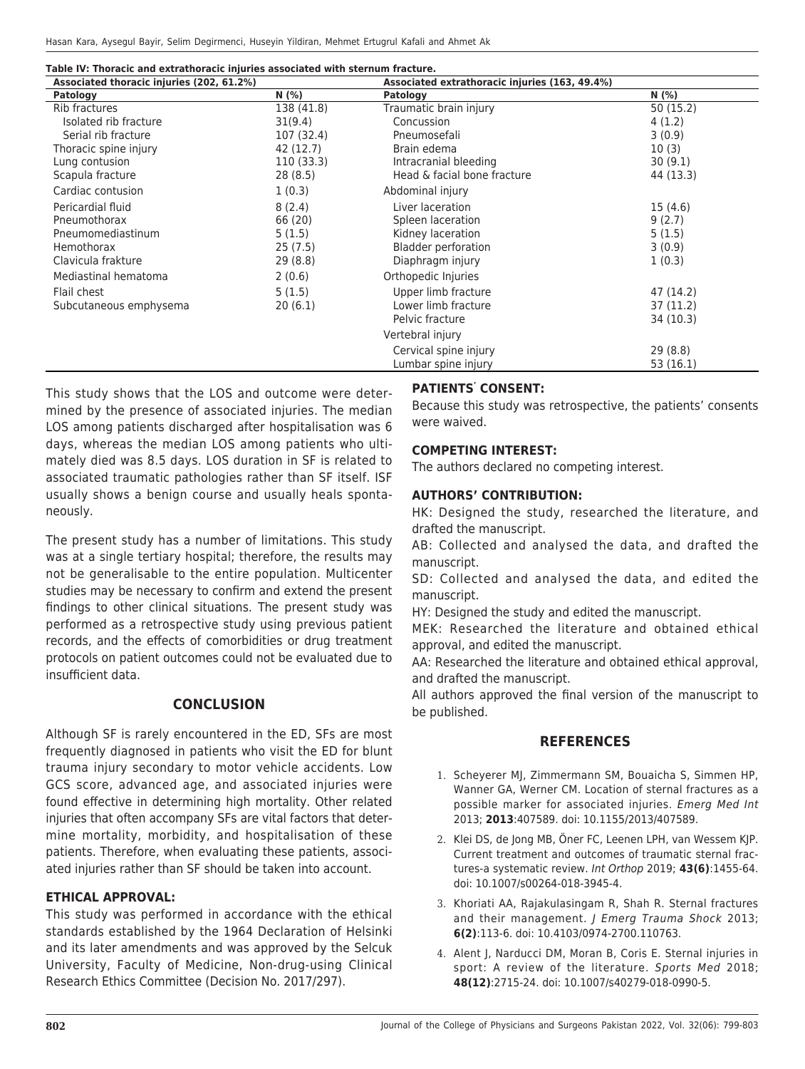**Table IV: Thoracic and extrathoracic injuries associated with sternum fracture.**

| Associated thoracic injuries (202, 61.2%) | | Associated extrathoracic injuries (163, 49.4%) | |
|---|---|---|---|
| **Patology** | **N (%)** | **Patology** | **N (%)** |
| Rib fractures | 138 (41.8) | Traumatic brain injury | 50 (15.2) |
| Isolated rib fracture | 31(9.4) | Concussion | 4 (1.2) |
| Serial rib fracture | 107 (32.4) | Pneumosefali | 3 (0.9) |
| Thoracic spine injury | 42 (12.7) | Brain edema | 10 (3) |
| Lung contusion | 110 (33.3) | Intracranial bleeding | 30 (9.1) |
| Scapula fracture | 28 (8.5) | Head & facial bone fracture | 44 (13.3) |
| Cardiac contusion | 1 (0.3) | Abdominal injury | |
| Pericardial fluid | 8 (2.4) | Liver laceration | 15 (4.6) |
| Pneumothorax | 66 (20) | Spleen laceration | 9 (2.7) |
| Pneumomediastinum | 5 (1.5) | Kidney laceration | 5 (1.5) |
| Hemothorax | 25 (7.5) | Bladder perforation | 3 (0.9) |
| Clavicula frakture | 29 (8.8) | Diaphragm injury | 1 (0.3) |
| Mediastinal hematoma | 2 (0.6) | Orthopedic Injuries | |
| Flail chest | 5 (1.5) | Upper limb fracture | 47 (14.2) |
| Subcutaneous emphysema | 20 (6.1) | Lower limb fracture | 37 (11.2) |
| | | Pelvic fracture | 34 (10.3) |
| | | Vertebral injury | |
| | | Cervical spine injury | 29 (8.8) |
| | | Lumbar spine injury | 53 (16.1) |

This study shows that the LOS and outcome were determined by the presence of associated injuries. The median LOS among patients discharged after hospitalisation was 6 days, whereas the median LOS among patients who ultimately died was 8.5 days. LOS duration in SF is related to associated traumatic pathologies rather than SF itself. ISF usually shows a benign course and usually heals spontaneously.

The present study has a number of limitations. This study was at a single tertiary hospital; therefore, the results may not be generalisable to the entire population. Multicenter studies may be necessary to confirm and extend the present findings to other clinical situations. The present study was performed as a retrospective study using previous patient records, and the effects of comorbidities or drug treatment protocols on patient outcomes could not be evaluated due to insufficient data.

## CONCLUSION

Although SF is rarely encountered in the ED, SFs are most frequently diagnosed in patients who visit the ED for blunt trauma injury secondary to motor vehicle accidents. Low GCS score, advanced age, and associated injuries were found effective in determining high mortality. Other related injuries that often accompany SFs are vital factors that determine mortality, morbidity, and hospitalisation of these patients. Therefore, when evaluating these patients, associated injuries rather than SF should be taken into account.

**ETHICAL APPROVAL:**

This study was performed in accordance with the ethical standards established by the 1964 Declaration of Helsinki and its later amendments and was approved by the Selcuk University, Faculty of Medicine, Non-drug-using Clinical Research Ethics Committee (Decision No. 2017/297).

**PATIENTS' CONSENT:**

Because this study was retrospective, the patients' consents were waived.

**COMPETING INTEREST:**

The authors declared no competing interest.

**AUTHORS' CONTRIBUTION:**

HK: Designed the study, researched the literature, and drafted the manuscript.

AB: Collected and analysed the data, and drafted the manuscript.

SD: Collected and analysed the data, and edited the manuscript.

HY: Designed the study and edited the manuscript.

MEK: Researched the literature and obtained ethical approval, and edited the manuscript.

AA: Researched the literature and obtained ethical approval, and drafted the manuscript.

All authors approved the final version of the manuscript to be published.

## REFERENCES

1. Scheyerer MJ, Zimmermann SM, Bouaicha S, Simmen HP, Wanner GA, Werner CM. Location of sternal fractures as a possible marker for associated injuries. *Emerg Med Int* 2013; **2013**:407589. doi: 10.1155/2013/407589.
2. Klei DS, de Jong MB, Öner FC, Leenen LPH, van Wessem KJP. Current treatment and outcomes of traumatic sternal fractures-a systematic review. *Int Orthop* 2019; **43(6)**:1455-64. doi: 10.1007/s00264-018-3945-4.
3. Khoriati AA, Rajakulasingam R, Shah R. Sternal fractures and their management. *J Emerg Trauma Shock* 2013; **6(2)**:113-6. doi: 10.4103/0974-2700.110763.
4. Alent J, Narducci DM, Moran B, Coris E. Sternal injuries in sport: A review of the literature. *Sports Med* 2018; **48(12)**:2715-24. doi: 10.1007/s40279-018-0990-5.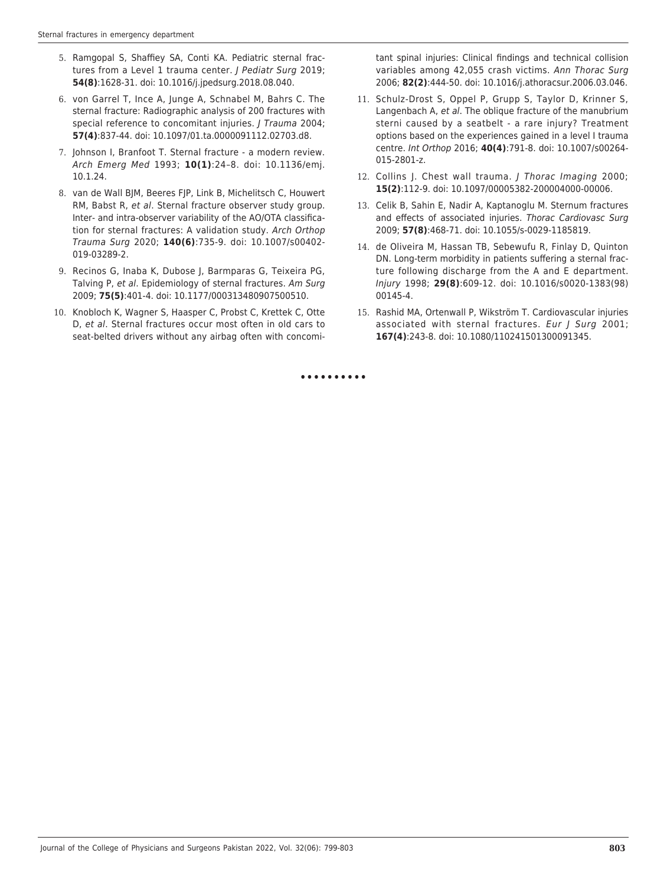5. Ramgopal S, Shaffiey SA, Conti KA. Pediatric sternal fractures from a Level 1 trauma center. *J Pediatr Surg* 2019; **54(8)**:1628-31. doi: 10.1016/j.jpedsurg.2018.08.040.
6. von Garrel T, Ince A, Junge A, Schnabel M, Bahrs C. The sternal fracture: Radiographic analysis of 200 fractures with special reference to concomitant injuries. *J Trauma* 2004; **57(4)**:837-44. doi: 10.1097/01.ta.0000091112.02703.d8.
7. Johnson I, Branfoot T. Sternal fracture - a modern review. *Arch Emerg Med* 1993; **10(1)**:24–8. doi: 10.1136/emj.10.1.24.
8. van de Wall BJM, Beeres FJP, Link B, Michelitsch C, Houwert RM, Babst R, *et al*. Sternal fracture observer study group. Inter- and intra-observer variability of the AO/OTA classification for sternal fractures: A validation study. *Arch Orthop Trauma Surg* 2020; **140(6)**:735-9. doi: 10.1007/s00402-019-03289-2.
9. Recinos G, Inaba K, Dubose J, Barmparas G, Teixeira PG, Talving P, *et al*. Epidemiology of sternal fractures. *Am Surg* 2009; **75(5)**:401-4. doi: 10.1177/000313480907500510.
10. Knobloch K, Wagner S, Haasper C, Probst C, Krettek C, Otte D, *et al*. Sternal fractures occur most often in old cars to seat-belted drivers without any airbag often with concomitant spinal injuries: Clinical findings and technical collision variables among 42,055 crash victims. *Ann Thorac Surg* 2006; **82(2)**:444-50. doi: 10.1016/j.athoracsur.2006.03.046.
11. Schulz-Drost S, Oppel P, Grupp S, Taylor D, Krinner S, Langenbach A, *et al*. The oblique fracture of the manubrium sterni caused by a seatbelt - a rare injury? Treatment options based on the experiences gained in a level I trauma centre. *Int Orthop* 2016; **40(4)**:791-8. doi: 10.1007/s00264-015-2801-z.
12. Collins J. Chest wall trauma. *J Thorac Imaging* 2000; **15(2)**:112-9. doi: 10.1097/00005382-200004000-00006.
13. Celik B, Sahin E, Nadir A, Kaptanoglu M. Sternum fractures and effects of associated injuries. *Thorac Cardiovasc Surg* 2009; **57(8)**:468-71. doi: 10.1055/s-0029-1185819.
14. de Oliveira M, Hassan TB, Sebewufu R, Finlay D, Quinton DN. Long-term morbidity in patients suffering a sternal fracture following discharge from the A and E department. *Injury* 1998; **29(8)**:609-12. doi: 10.1016/s0020-1383(98)00145-4.
15. Rashid MA, Ortenwall P, Wikström T. Cardiovascular injuries associated with sternal fractures. *Eur J Surg* 2001; **167(4)**:243-8. doi: 10.1080/110241501300091345.

••••••••••